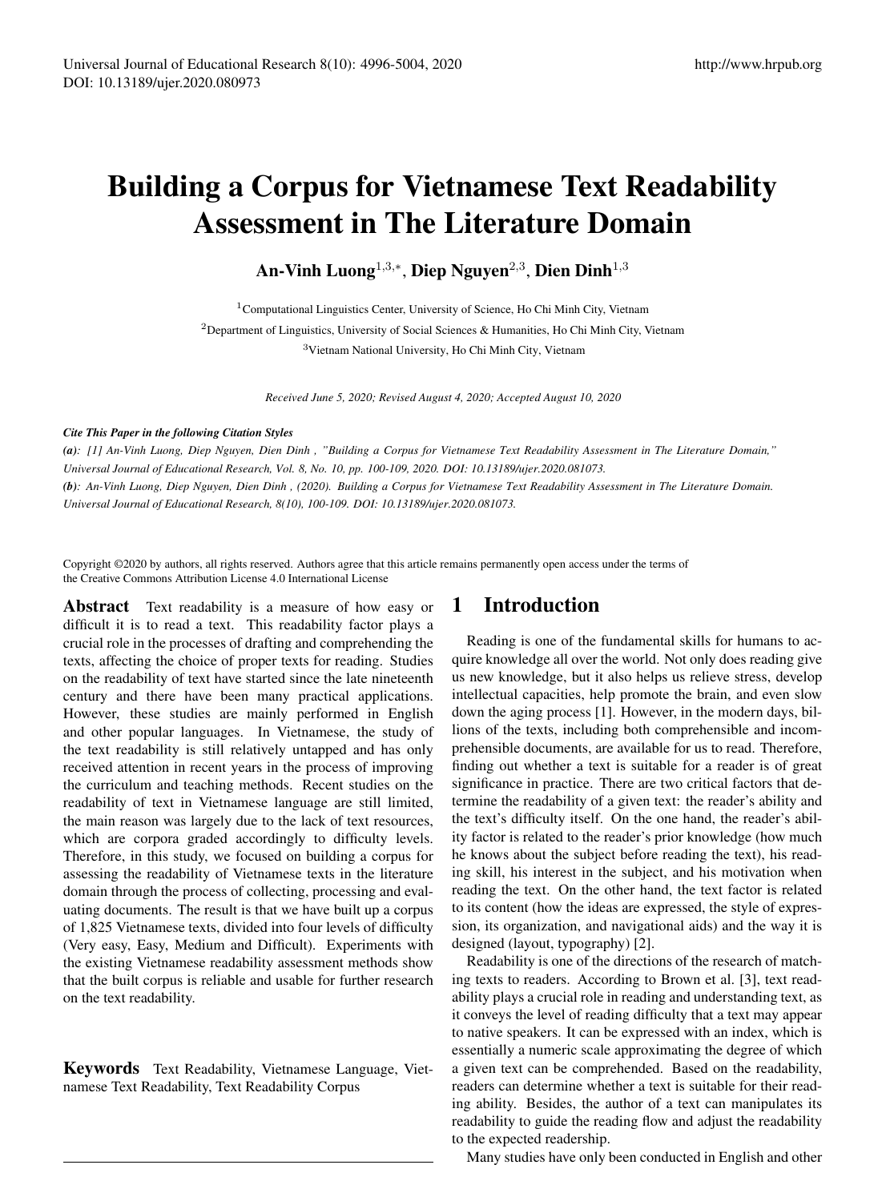# Building a Corpus for Vietnamese Text Readability Assessment in The Literature Domain

**An-Vinh Luong[1,3,*], Diep Nguyen[2,3], Dien Dinh[1,3]**

[1]Computational Linguistics Center, University of Science, Ho Chi Minh City, Vietnam

[2]Department of Linguistics, University of Social Sciences & Humanities, Ho Chi Minh City, Vietnam

[3]Vietnam National University, Ho Chi Minh City, Vietnam

*Received June 5, 2020; Revised August 4, 2020; Accepted August 10, 2020*

***Cite This Paper in the following Citation Styles***

***(a)**: [1] An-Vinh Luong, Diep Nguyen, Dien Dinh , "Building a Corpus for Vietnamese Text Readability Assessment in The Literature Domain," Universal Journal of Educational Research, Vol. 8, No. 10, pp. 100-109, 2020. DOI: 10.13189/ujer.2020.081073.*

***(b)**: An-Vinh Luong, Diep Nguyen, Dien Dinh , (2020). Building a Corpus for Vietnamese Text Readability Assessment in The Literature Domain. Universal Journal of Educational Research, 8(10), 100-109. DOI: 10.13189/ujer.2020.081073.*

Copyright ©2020 by authors, all rights reserved. Authors agree that this article remains permanently open access under the terms of the Creative Commons Attribution License 4.0 International License

**Abstract** Text readability is a measure of how easy or difficult it is to read a text. This readability factor plays a crucial role in the processes of drafting and comprehending the texts, affecting the choice of proper texts for reading. Studies on the readability of text have started since the late nineteenth century and there have been many practical applications. However, these studies are mainly performed in English and other popular languages. In Vietnamese, the study of the text readability is still relatively untapped and has only received attention in recent years in the process of improving the curriculum and teaching methods. Recent studies on the readability of text in Vietnamese language are still limited, the main reason was largely due to the lack of text resources, which are corpora graded accordingly to difficulty levels. Therefore, in this study, we focused on building a corpus for assessing the readability of Vietnamese texts in the literature domain through the process of collecting, processing and evaluating documents. The result is that we have built up a corpus of 1,825 Vietnamese texts, divided into four levels of difficulty (Very easy, Easy, Medium and Difficult). Experiments with the existing Vietnamese readability assessment methods show that the built corpus is reliable and usable for further research on the text readability.

**Keywords** Text Readability, Vietnamese Language, Vietnamese Text Readability, Text Readability Corpus

## 1 Introduction

Reading is one of the fundamental skills for humans to acquire knowledge all over the world. Not only does reading give us new knowledge, but it also helps us relieve stress, develop intellectual capacities, help promote the brain, and even slow down the aging process [1]. However, in the modern days, billions of the texts, including both comprehensible and incomprehensible documents, are available for us to read. Therefore, finding out whether a text is suitable for a reader is of great significance in practice. There are two critical factors that determine the readability of a given text: the reader's ability and the text's difficulty itself. On the one hand, the reader's ability factor is related to the reader's prior knowledge (how much he knows about the subject before reading the text), his reading skill, his interest in the subject, and his motivation when reading the text. On the other hand, the text factor is related to its content (how the ideas are expressed, the style of expression, its organization, and navigational aids) and the way it is designed (layout, typography) [2].

Readability is one of the directions of the research of matching texts to readers. According to Brown et al. [3], text readability plays a crucial role in reading and understanding text, as it conveys the level of reading difficulty that a text may appear to native speakers. It can be expressed with an index, which is essentially a numeric scale approximating the degree of which a given text can be comprehended. Based on the readability, readers can determine whether a text is suitable for their reading ability. Besides, the author of a text can manipulates its readability to guide the reading flow and adjust the readability to the expected readership.

Many studies have only been conducted in English and other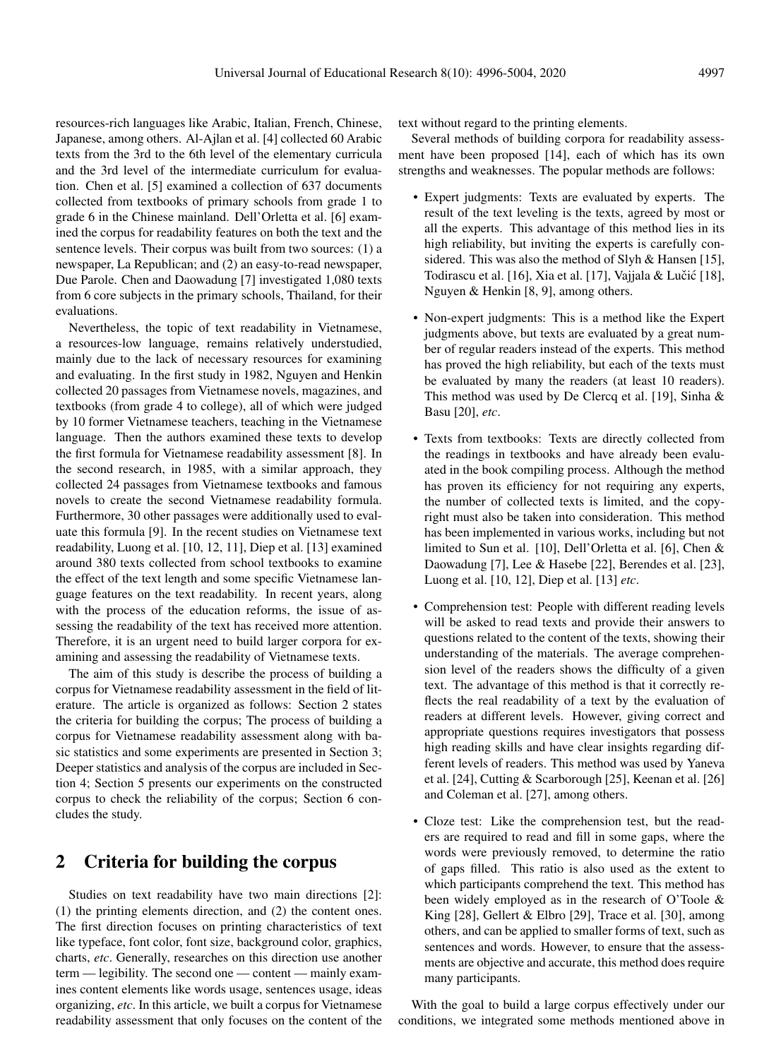resources-rich languages like Arabic, Italian, French, Chinese, Japanese, among others. Al-Ajlan et al. [4] collected 60 Arabic texts from the 3rd to the 6th level of the elementary curricula and the 3rd level of the intermediate curriculum for evaluation. Chen et al. [5] examined a collection of 637 documents collected from textbooks of primary schools from grade 1 to grade 6 in the Chinese mainland. Dell'Orletta et al. [6] examined the corpus for readability features on both the text and the sentence levels. Their corpus was built from two sources: (1) a newspaper, La Republican; and (2) an easy-to-read newspaper, Due Parole. Chen and Daowadung [7] investigated 1,080 texts from 6 core subjects in the primary schools, Thailand, for their evaluations.

Nevertheless, the topic of text readability in Vietnamese, a resources-low language, remains relatively understudied, mainly due to the lack of necessary resources for examining and evaluating. In the first study in 1982, Nguyen and Henkin collected 20 passages from Vietnamese novels, magazines, and textbooks (from grade 4 to college), all of which were judged by 10 former Vietnamese teachers, teaching in the Vietnamese language. Then the authors examined these texts to develop the first formula for Vietnamese readability assessment [8]. In the second research, in 1985, with a similar approach, they collected 24 passages from Vietnamese textbooks and famous novels to create the second Vietnamese readability formula. Furthermore, 30 other passages were additionally used to evaluate this formula [9]. In the recent studies on Vietnamese text readability, Luong et al. [10, 12, 11], Diep et al. [13] examined around 380 texts collected from school textbooks to examine the effect of the text length and some specific Vietnamese language features on the text readability. In recent years, along with the process of the education reforms, the issue of assessing the readability of the text has received more attention. Therefore, it is an urgent need to build larger corpora for examining and assessing the readability of Vietnamese texts.

The aim of this study is describe the process of building a corpus for Vietnamese readability assessment in the field of literature. The article is organized as follows: Section 2 states the criteria for building the corpus; The process of building a corpus for Vietnamese readability assessment along with basic statistics and some experiments are presented in Section 3; Deeper statistics and analysis of the corpus are included in Section 4; Section 5 presents our experiments on the constructed corpus to check the reliability of the corpus; Section 6 concludes the study.

## 2 Criteria for building the corpus

Studies on text readability have two main directions [2]: (1) the printing elements direction, and (2) the content ones. The first direction focuses on printing characteristics of text like typeface, font color, font size, background color, graphics, charts, *etc*. Generally, researches on this direction use another term — legibility. The second one — content — mainly examines content elements like words usage, sentences usage, ideas organizing, *etc*. In this article, we built a corpus for Vietnamese readability assessment that only focuses on the content of the text without regard to the printing elements.

Several methods of building corpora for readability assessment have been proposed [14], each of which has its own strengths and weaknesses. The popular methods are follows:

- Expert judgments: Texts are evaluated by experts. The result of the text leveling is the texts, agreed by most or all the experts. This advantage of this method lies in its high reliability, but inviting the experts is carefully considered. This was also the method of Slyh & Hansen [15], Todirascu et al. [16], Xia et al. [17], Vajjala & Lučić [18], Nguyen & Henkin [8, 9], among others.
- Non-expert judgments: This is a method like the Expert judgments above, but texts are evaluated by a great number of regular readers instead of the experts. This method has proved the high reliability, but each of the texts must be evaluated by many the readers (at least 10 readers). This method was used by De Clercq et al. [19], Sinha & Basu [20], *etc*.
- Texts from textbooks: Texts are directly collected from the readings in textbooks and have already been evaluated in the book compiling process. Although the method has proven its efficiency for not requiring any experts, the number of collected texts is limited, and the copyright must also be taken into consideration. This method has been implemented in various works, including but not limited to Sun et al. [10], Dell'Orletta et al. [6], Chen & Daowadung [7], Lee & Hasebe [22], Berendes et al. [23], Luong et al. [10, 12], Diep et al. [13] *etc*.
- Comprehension test: People with different reading levels will be asked to read texts and provide their answers to questions related to the content of the texts, showing their understanding of the materials. The average comprehension level of the readers shows the difficulty of a given text. The advantage of this method is that it correctly reflects the real readability of a text by the evaluation of readers at different levels. However, giving correct and appropriate questions requires investigators that possess high reading skills and have clear insights regarding different levels of readers. This method was used by Yaneva et al. [24], Cutting & Scarborough [25], Keenan et al. [26] and Coleman et al. [27], among others.
- Cloze test: Like the comprehension test, but the readers are required to read and fill in some gaps, where the words were previously removed, to determine the ratio of gaps filled. This ratio is also used as the extent to which participants comprehend the text. This method has been widely employed as in the research of O'Toole & King [28], Gellert & Elbro [29], Trace et al. [30], among others, and can be applied to smaller forms of text, such as sentences and words. However, to ensure that the assessments are objective and accurate, this method does require many participants.

With the goal to build a large corpus effectively under our conditions, we integrated some methods mentioned above in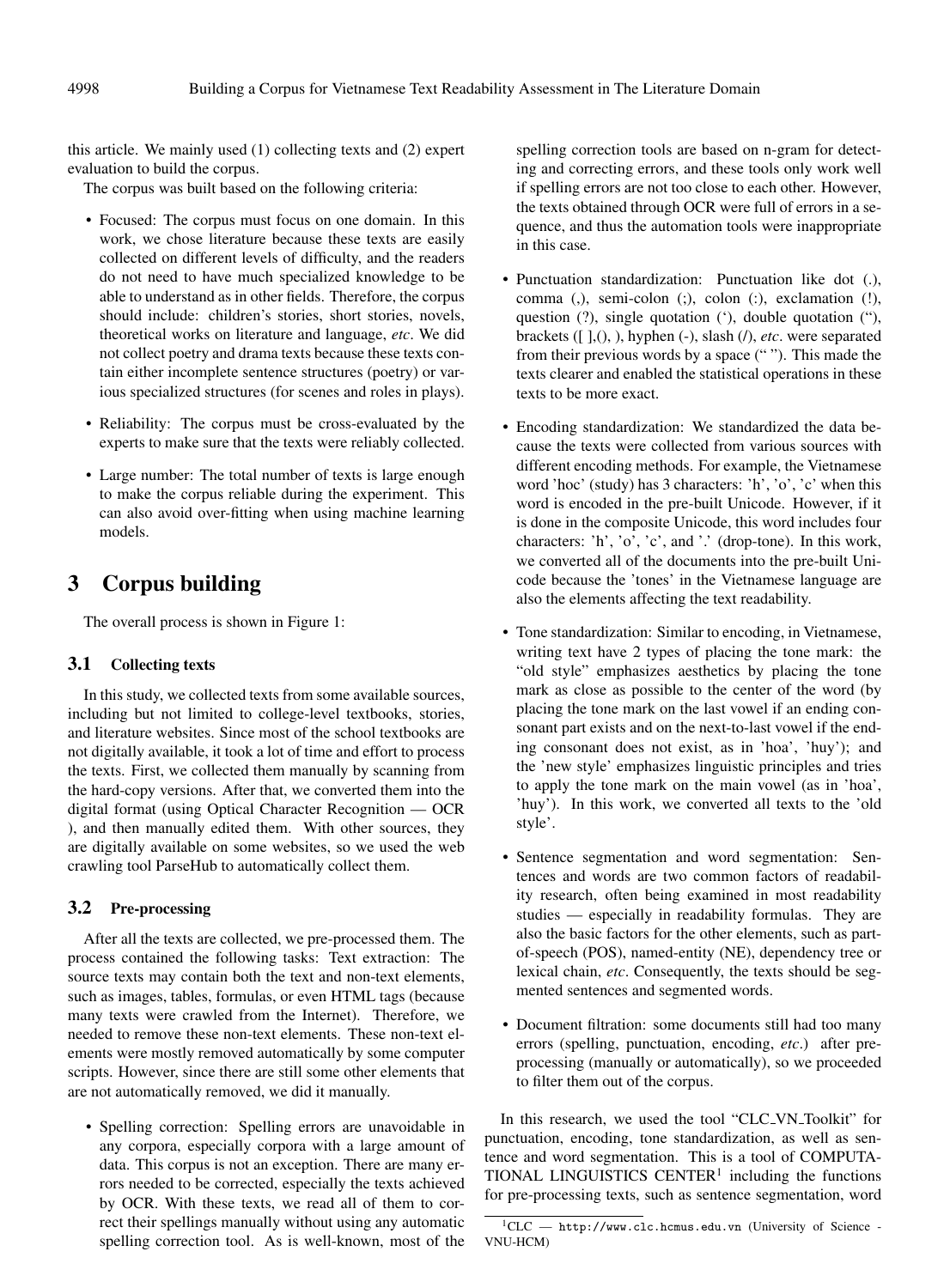this article. We mainly used (1) collecting texts and (2) expert evaluation to build the corpus.

The corpus was built based on the following criteria:

- Focused: The corpus must focus on one domain. In this work, we chose literature because these texts are easily collected on different levels of difficulty, and the readers do not need to have much specialized knowledge to be able to understand as in other fields. Therefore, the corpus should include: children's stories, short stories, novels, theoretical works on literature and language, *etc*. We did not collect poetry and drama texts because these texts contain either incomplete sentence structures (poetry) or various specialized structures (for scenes and roles in plays).
- Reliability: The corpus must be cross-evaluated by the experts to make sure that the texts were reliably collected.
- Large number: The total number of texts is large enough to make the corpus reliable during the experiment. This can also avoid over-fitting when using machine learning models.

# 3 Corpus building

The overall process is shown in Figure 1:

## 3.1 Collecting texts

In this study, we collected texts from some available sources, including but not limited to college-level textbooks, stories, and literature websites. Since most of the school textbooks are not digitally available, it took a lot of time and effort to process the texts. First, we collected them manually by scanning from the hard-copy versions. After that, we converted them into the digital format (using Optical Character Recognition — OCR ), and then manually edited them. With other sources, they are digitally available on some websites, so we used the web crawling tool ParseHub to automatically collect them.

## 3.2 Pre-processing

After all the texts are collected, we pre-processed them. The process contained the following tasks: Text extraction: The source texts may contain both the text and non-text elements, such as images, tables, formulas, or even HTML tags (because many texts were crawled from the Internet). Therefore, we needed to remove these non-text elements. These non-text elements were mostly removed automatically by some computer scripts. However, since there are still some other elements that are not automatically removed, we did it manually.

- Spelling correction: Spelling errors are unavoidable in any corpora, especially corpora with a large amount of data. This corpus is not an exception. There are many errors needed to be corrected, especially the texts achieved by OCR. With these texts, we read all of them to correct their spellings manually without using any automatic spelling correction tool. As is well-known, most of the spelling correction tools are based on n-gram for detecting and correcting errors, and these tools only work well if spelling errors are not too close to each other. However, the texts obtained through OCR were full of errors in a sequence, and thus the automation tools were inappropriate in this case.
- Punctuation standardization: Punctuation like dot (.), comma (,), semi-colon (;), colon (:), exclamation (!), question (?), single quotation ('), double quotation ("), brackets ([ ],(), ), hyphen (-), slash (/), *etc*. were separated from their previous words by a space (" "). This made the texts clearer and enabled the statistical operations in these texts to be more exact.
- Encoding standardization: We standardized the data because the texts were collected from various sources with different encoding methods. For example, the Vietnamese word 'học' (study) has 3 characters: 'h', 'ọ', 'c' when this word is encoded in the pre-built Unicode. However, if it is done in the composite Unicode, this word includes four characters: 'h', 'o', 'c', and '.' (drop-tone). In this work, we converted all of the documents into the pre-built Unicode because the 'tones' in the Vietnamese language are also the elements affecting the text readability.
- Tone standardization: Similar to encoding, in Vietnamese, writing text have 2 types of placing the tone mark: the "old style" emphasizes aesthetics by placing the tone mark as close as possible to the center of the word (by placing the tone mark on the last vowel if an ending consonant part exists and on the next-to-last vowel if the ending consonant does not exist, as in 'hòa', 'hủy'); and the 'new style' emphasizes linguistic principles and tries to apply the tone mark on the main vowel (as in 'hoà', 'huỷ'). In this work, we converted all texts to the 'old style'.
- Sentence segmentation and word segmentation: Sentences and words are two common factors of readability research, often being examined in most readability studies — especially in readability formulas. They are also the basic factors for the other elements, such as part-of-speech (POS), named-entity (NE), dependency tree or lexical chain, *etc*. Consequently, the texts should be segmented sentences and segmented words.
- Document filtration: some documents still had too many errors (spelling, punctuation, encoding, *etc*.) after pre-processing (manually or automatically), so we proceeded to filter them out of the corpus.

In this research, we used the tool "CLC_VN_Toolkit" for punctuation, encoding, tone standardization, as well as sentence and word segmentation. This is a tool of COMPUTATIONAL LINGUISTICS CENTER[1] including the functions for pre-processing texts, such as sentence segmentation, word

[1] CLC — http://www.clc.hcmus.edu.vn (University of Science - VNU-HCM)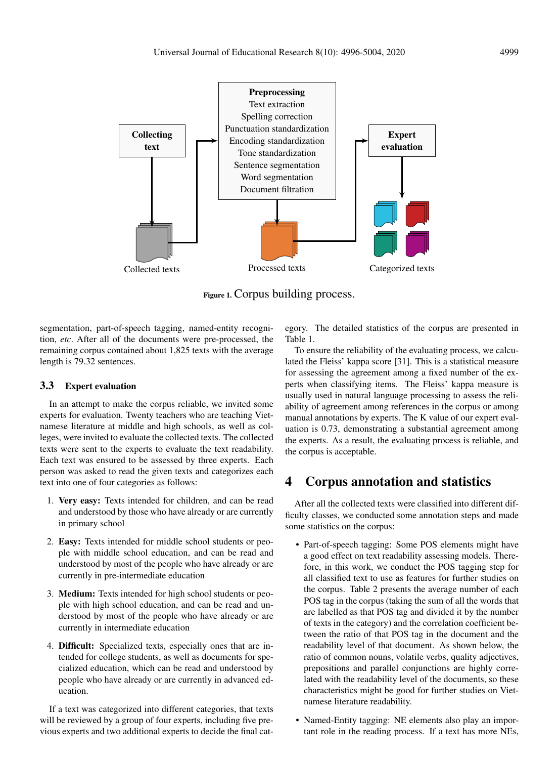Figure 1. Corpus building process.

segmentation, part-of-speech tagging, named-entity recognition, *etc*. After all of the documents were pre-processed, the remaining corpus contained about 1,825 texts with the average length is 79.32 sentences.

### 3.3 Expert evaluation

In an attempt to make the corpus reliable, we invited some experts for evaluation. Twenty teachers who are teaching Vietnamese literature at middle and high schools, as well as colleges, were invited to evaluate the collected texts. The collected texts were sent to the experts to evaluate the text readability. Each text was ensured to be assessed by three experts. Each person was asked to read the given texts and categorizes each text into one of four categories as follows:

1. **Very easy:** Texts intended for children, and can be read and understood by those who have already or are currently in primary school
2. **Easy:** Texts intended for middle school students or people with middle school education, and can be read and understood by most of the people who have already or are currently in pre-intermediate education
3. **Medium:** Texts intended for high school students or people with high school education, and can be read and understood by most of the people who have already or are currently in intermediate education
4. **Difficult:** Specialized texts, especially ones that are intended for college students, as well as documents for specialized education, which can be read and understood by people who have already or are currently in advanced education.

If a text was categorized into different categories, that texts will be reviewed by a group of four experts, including five previous experts and two additional experts to decide the final category. The detailed statistics of the corpus are presented in Table 1.

To ensure the reliability of the evaluating process, we calculated the Fleiss' kappa score [31]. This is a statistical measure for assessing the agreement among a fixed number of the experts when classifying items. The Fleiss' kappa measure is usually used in natural language processing to assess the reliability of agreement among references in the corpus or among manual annotations by experts. The K value of our expert evaluation is 0.73, demonstrating a substantial agreement among the experts. As a result, the evaluating process is reliable, and the corpus is acceptable.

## 4 Corpus annotation and statistics

After all the collected texts were classified into different difficulty classes, we conducted some annotation steps and made some statistics on the corpus:

- Part-of-speech tagging: Some POS elements might have a good effect on text readability assessing models. Therefore, in this work, we conduct the POS tagging step for all classified text to use as features for further studies on the corpus. Table 2 presents the average number of each POS tag in the corpus (taking the sum of all the words that are labelled as that POS tag and divided it by the number of texts in the category) and the correlation coefficient between the ratio of that POS tag in the document and the readability level of that document. As shown below, the ratio of common nouns, volatile verbs, quality adjectives, prepositions and parallel conjunctions are highly correlated with the readability level of the documents, so these characteristics might be good for further studies on Vietnamese literature readability.
- Named-Entity tagging: NE elements also play an important role in the reading process. If a text has more NEs,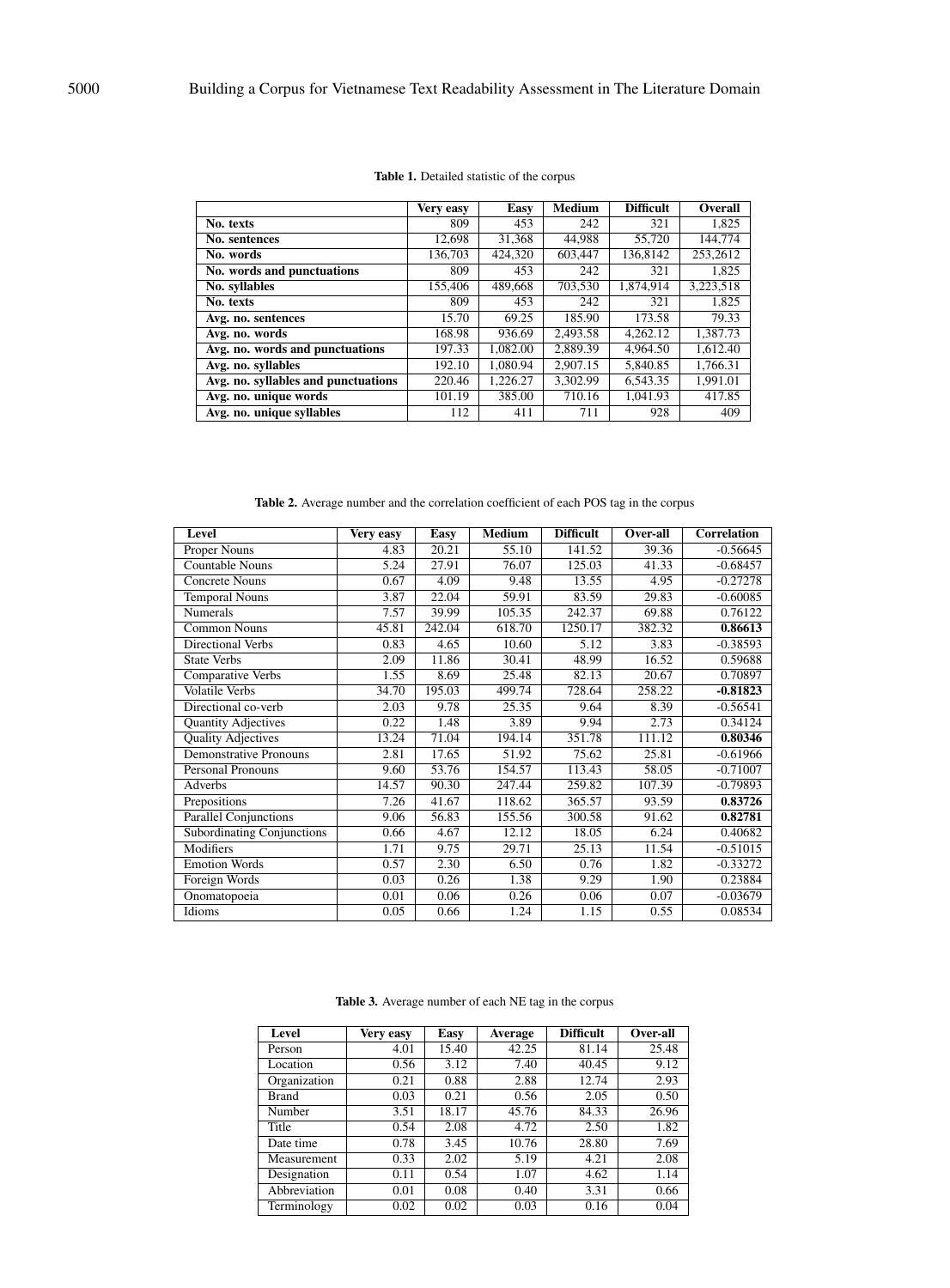**Table 1.** Detailed statistic of the corpus

| | Very easy | Easy | Medium | Difficult | Overall |
|---|---|---|---|---|---|
| **No. texts** | 809 | 453 | 242 | 321 | 1,825 |
| **No. sentences** | 12,698 | 31,368 | 44,988 | 55,720 | 144,774 |
| **No. words** | 136,703 | 424,320 | 603,447 | 136,8142 | 253,2612 |
| **No. words and punctuations** | 809 | 453 | 242 | 321 | 1,825 |
| **No. syllables** | 155,406 | 489,668 | 703,530 | 1,874,914 | 3,223,518 |
| **No. texts** | 809 | 453 | 242 | 321 | 1,825 |
| **Avg. no. sentences** | 15.70 | 69.25 | 185.90 | 173.58 | 79.33 |
| **Avg. no. words** | 168.98 | 936.69 | 2,493.58 | 4,262.12 | 1,387.73 |
| **Avg. no. words and punctuations** | 197.33 | 1,082.00 | 2,889.39 | 4,964.50 | 1,612.40 |
| **Avg. no. syllables** | 192.10 | 1,080.94 | 2,907.15 | 5,840.85 | 1,766.31 |
| **Avg. no. syllables and punctuations** | 220.46 | 1,226.27 | 3,302.99 | 6,543.35 | 1,991.01 |
| **Avg. no. unique words** | 101.19 | 385.00 | 710.16 | 1,041.93 | 417.85 |
| **Avg. no. unique syllables** | 112 | 411 | 711 | 928 | 409 |

**Table 2.** Average number and the correlation coefficient of each POS tag in the corpus

| Level | Very easy | Easy | Medium | Difficult | Over-all | Correlation |
|---|---|---|---|---|---|---|
| Proper Nouns | 4.83 | 20.21 | 55.10 | 141.52 | 39.36 | -0.56645 |
| Countable Nouns | 5.24 | 27.91 | 76.07 | 125.03 | 41.33 | -0.68457 |
| Concrete Nouns | 0.67 | 4.09 | 9.48 | 13.55 | 4.95 | -0.27278 |
| Temporal Nouns | 3.87 | 22.04 | 59.91 | 83.59 | 29.83 | -0.60085 |
| Numerals | 7.57 | 39.99 | 105.35 | 242.37 | 69.88 | 0.76122 |
| Common Nouns | 45.81 | 242.04 | 618.70 | 1250.17 | 382.32 | **0.86613** |
| Directional Verbs | 0.83 | 4.65 | 10.60 | 5.12 | 3.83 | -0.38593 |
| State Verbs | 2.09 | 11.86 | 30.41 | 48.99 | 16.52 | 0.59688 |
| Comparative Verbs | 1.55 | 8.69 | 25.48 | 82.13 | 20.67 | 0.70897 |
| Volatile Verbs | 34.70 | 195.03 | 499.74 | 728.64 | 258.22 | **-0.81823** |
| Directional co-verb | 2.03 | 9.78 | 25.35 | 9.64 | 8.39 | -0.56541 |
| Quantity Adjectives | 0.22 | 1.48 | 3.89 | 9.94 | 2.73 | 0.34124 |
| Quality Adjectives | 13.24 | 71.04 | 194.14 | 351.78 | 111.12 | **0.80346** |
| Demonstrative Pronouns | 2.81 | 17.65 | 51.92 | 75.62 | 25.81 | -0.61966 |
| Personal Pronouns | 9.60 | 53.76 | 154.57 | 113.43 | 58.05 | -0.71007 |
| Adverbs | 14.57 | 90.30 | 247.44 | 259.82 | 107.39 | -0.79893 |
| Prepositions | 7.26 | 41.67 | 118.62 | 365.57 | 93.59 | **0.83726** |
| Parallel Conjunctions | 9.06 | 56.83 | 155.56 | 300.58 | 91.62 | **0.82781** |
| Subordinating Conjunctions | 0.66 | 4.67 | 12.12 | 18.05 | 6.24 | 0.40682 |
| Modifiers | 1.71 | 9.75 | 29.71 | 25.13 | 11.54 | -0.51015 |
| Emotion Words | 0.57 | 2.30 | 6.50 | 0.76 | 1.82 | -0.33272 |
| Foreign Words | 0.03 | 0.26 | 1.38 | 9.29 | 1.90 | 0.23884 |
| Onomatopoeia | 0.01 | 0.06 | 0.26 | 0.06 | 0.07 | -0.03679 |
| Idioms | 0.05 | 0.66 | 1.24 | 1.15 | 0.55 | 0.08534 |

**Table 3.** Average number of each NE tag in the corpus

| Level | Very easy | Easy | Average | Difficult | Over-all |
|---|---|---|---|---|---|
| Person | 4.01 | 15.40 | 42.25 | 81.14 | 25.48 |
| Location | 0.56 | 3.12 | 7.40 | 40.45 | 9.12 |
| Organization | 0.21 | 0.88 | 2.88 | 12.74 | 2.93 |
| Brand | 0.03 | 0.21 | 0.56 | 2.05 | 0.50 |
| Number | 3.51 | 18.17 | 45.76 | 84.33 | 26.96 |
| Title | 0.54 | 2.08 | 4.72 | 2.50 | 1.82 |
| Date time | 0.78 | 3.45 | 10.76 | 28.80 | 7.69 |
| Measurement | 0.33 | 2.02 | 5.19 | 4.21 | 2.08 |
| Designation | 0.11 | 0.54 | 1.07 | 4.62 | 1.14 |
| Abbreviation | 0.01 | 0.08 | 0.40 | 3.31 | 0.66 |
| Terminology | 0.02 | 0.02 | 0.03 | 0.16 | 0.04 |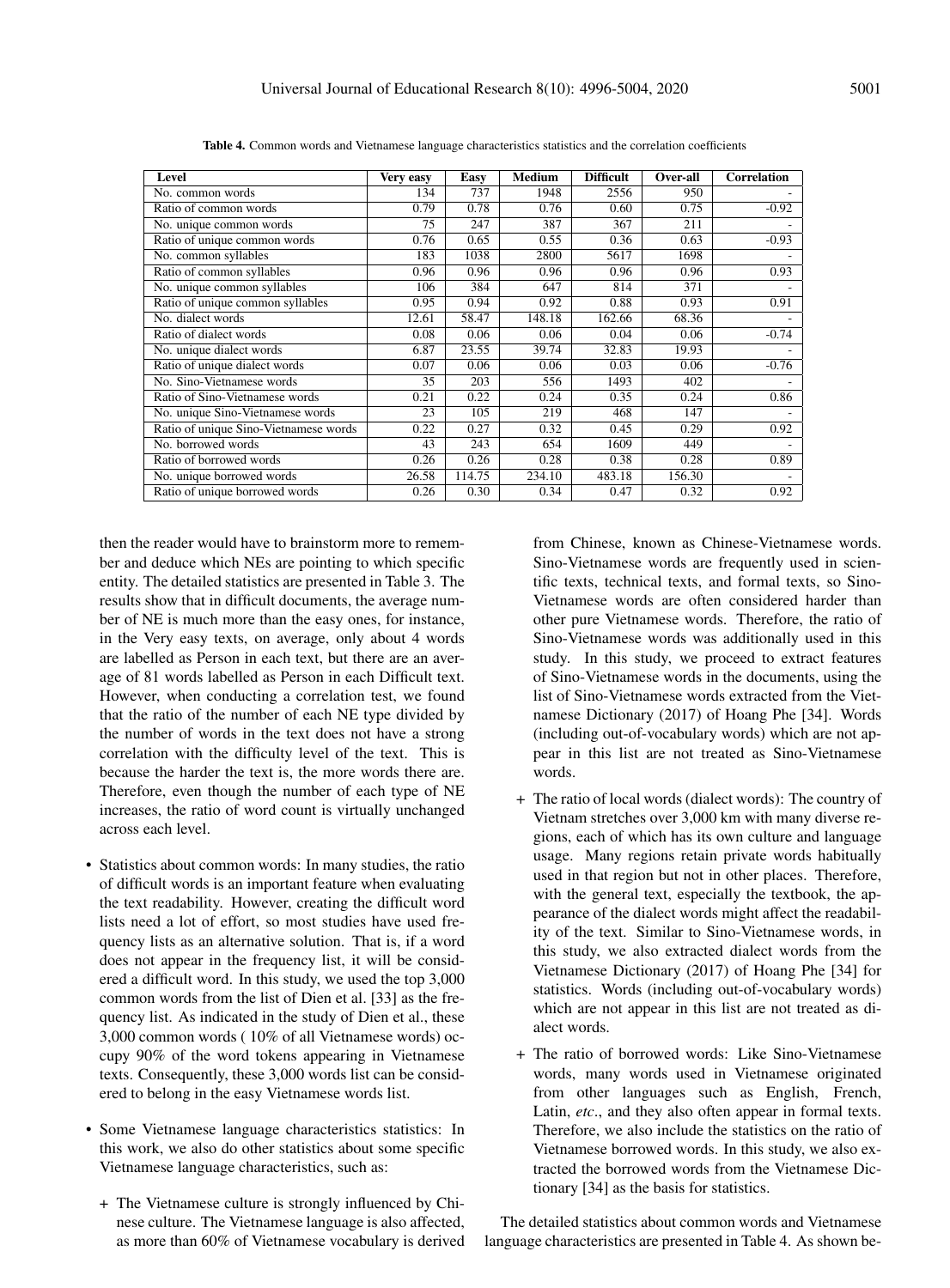**Table 4.** Common words and Vietnamese language characteristics statistics and the correlation coefficients

| Level | Very easy | Easy | Medium | Difficult | Over-all | Correlation |
|---|---|---|---|---|---|---|
| No. common words | 134 | 737 | 1948 | 2556 | 950 | - |
| Ratio of common words | 0.79 | 0.78 | 0.76 | 0.60 | 0.75 | -0.92 |
| No. unique common words | 75 | 247 | 387 | 367 | 211 | - |
| Ratio of unique common words | 0.76 | 0.65 | 0.55 | 0.36 | 0.63 | -0.93 |
| No. common syllables | 183 | 1038 | 2800 | 5617 | 1698 | - |
| Ratio of common syllables | 0.96 | 0.96 | 0.96 | 0.96 | 0.96 | 0.93 |
| No. unique common syllables | 106 | 384 | 647 | 814 | 371 | - |
| Ratio of unique common syllables | 0.95 | 0.94 | 0.92 | 0.88 | 0.93 | 0.91 |
| No. dialect words | 12.61 | 58.47 | 148.18 | 162.66 | 68.36 | - |
| Ratio of dialect words | 0.08 | 0.06 | 0.06 | 0.04 | 0.06 | -0.74 |
| No. unique dialect words | 6.87 | 23.55 | 39.74 | 32.83 | 19.93 | - |
| Ratio of unique dialect words | 0.07 | 0.06 | 0.06 | 0.03 | 0.06 | -0.76 |
| No. Sino-Vietnamese words | 35 | 203 | 556 | 1493 | 402 | - |
| Ratio of Sino-Vietnamese words | 0.21 | 0.22 | 0.24 | 0.35 | 0.24 | 0.86 |
| No. unique Sino-Vietnamese words | 23 | 105 | 219 | 468 | 147 | - |
| Ratio of unique Sino-Vietnamese words | 0.22 | 0.27 | 0.32 | 0.45 | 0.29 | 0.92 |
| No. borrowed words | 43 | 243 | 654 | 1609 | 449 | - |
| Ratio of borrowed words | 0.26 | 0.26 | 0.28 | 0.38 | 0.28 | 0.89 |
| No. unique borrowed words | 26.58 | 114.75 | 234.10 | 483.18 | 156.30 | - |
| Ratio of unique borrowed words | 0.26 | 0.30 | 0.34 | 0.47 | 0.32 | 0.92 |

then the reader would have to brainstorm more to remember and deduce which NEs are pointing to which specific entity. The detailed statistics are presented in Table 3. The results show that in difficult documents, the average number of NE is much more than the easy ones, for instance, in the Very easy texts, on average, only about 4 words are labelled as Person in each text, but there are an average of 81 words labelled as Person in each Difficult text. However, when conducting a correlation test, we found that the ratio of the number of each NE type divided by the number of words in the text does not have a strong correlation with the difficulty level of the text. This is because the harder the text is, the more words there are. Therefore, even though the number of each type of NE increases, the ratio of word count is virtually unchanged across each level.

- Statistics about common words: In many studies, the ratio of difficult words is an important feature when evaluating the text readability. However, creating the difficult word lists need a lot of effort, so most studies have used frequency lists as an alternative solution. That is, if a word does not appear in the frequency list, it will be considered a difficult word. In this study, we used the top 3,000 common words from the list of Dien et al. [33] as the frequency list. As indicated in the study of Dien et al., these 3,000 common words ( 10% of all Vietnamese words) occupy 90% of the word tokens appearing in Vietnamese texts. Consequently, these 3,000 words list can be considered to belong in the easy Vietnamese words list.

- Some Vietnamese language characteristics statistics: In this work, we also do other statistics about some specific Vietnamese language characteristics, such as:

  + The Vietnamese culture is strongly influenced by Chinese culture. The Vietnamese language is also affected, as more than 60% of Vietnamese vocabulary is derived from Chinese, known as Chinese-Vietnamese words. Sino-Vietnamese words are frequently used in scientific texts, technical texts, and formal texts, so Sino-Vietnamese words are often considered harder than other pure Vietnamese words. Therefore, the ratio of Sino-Vietnamese words was additionally used in this study. In this study, we proceed to extract features of Sino-Vietnamese words in the documents, using the list of Sino-Vietnamese words extracted from the Vietnamese Dictionary (2017) of Hoang Phe [34]. Words (including out-of-vocabulary words) which are not appear in this list are not treated as Sino-Vietnamese words.

  + The ratio of local words (dialect words): The country of Vietnam stretches over 3,000 km with many diverse regions, each of which has its own culture and language usage. Many regions retain private words habitually used in that region but not in other places. Therefore, with the general text, especially the textbook, the appearance of the dialect words might affect the readability of the text. Similar to Sino-Vietnamese words, in this study, we also extracted dialect words from the Vietnamese Dictionary (2017) of Hoang Phe [34] for statistics. Words (including out-of-vocabulary words) which are not appear in this list are not treated as dialect words.

  + The ratio of borrowed words: Like Sino-Vietnamese words, many words used in Vietnamese originated from other languages such as English, French, Latin, *etc*., and they also often appear in formal texts. Therefore, we also include the statistics on the ratio of Vietnamese borrowed words. In this study, we also extracted the borrowed words from the Vietnamese Dictionary [34] as the basis for statistics.

The detailed statistics about common words and Vietnamese language characteristics are presented in Table 4. As shown be-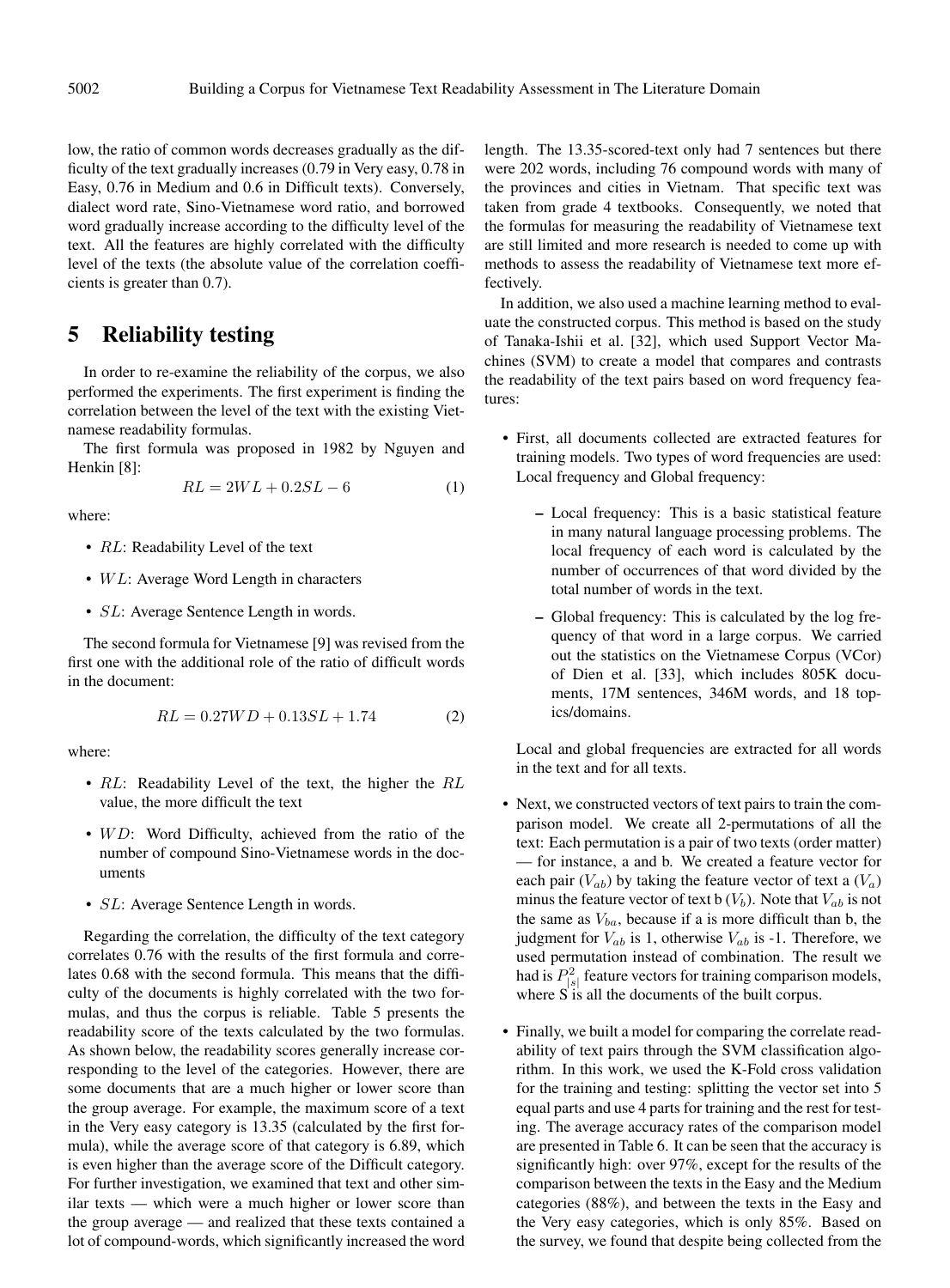low, the ratio of common words decreases gradually as the difficulty of the text gradually increases (0.79 in Very easy, 0.78 in Easy, 0.76 in Medium and 0.6 in Difficult texts). Conversely, dialect word rate, Sino-Vietnamese word ratio, and borrowed word gradually increase according to the difficulty level of the text. All the features are highly correlated with the difficulty level of the texts (the absolute value of the correlation coefficients is greater than 0.7).

## 5 Reliability testing

In order to re-examine the reliability of the corpus, we also performed the experiments. The first experiment is finding the correlation between the level of the text with the existing Vietnamese readability formulas.

The first formula was proposed in 1982 by Nguyen and Henkin [8]:

$$RL = 2WL + 0.2SL - 6 \tag{1}$$

where:

- $RL$: Readability Level of the text
- $WL$: Average Word Length in characters
- $SL$: Average Sentence Length in words.

The second formula for Vietnamese [9] was revised from the first one with the additional role of the ratio of difficult words in the document:

$$RL = 0.27WD + 0.13SL + 1.74 \tag{2}$$

where:

- $RL$: Readability Level of the text, the higher the $RL$ value, the more difficult the text
- $WD$: Word Difficulty, achieved from the ratio of the number of compound Sino-Vietnamese words in the documents
- $SL$: Average Sentence Length in words.

Regarding the correlation, the difficulty of the text category correlates 0.76 with the results of the first formula and correlates 0.68 with the second formula. This means that the difficulty of the documents is highly correlated with the two formulas, and thus the corpus is reliable. Table 5 presents the readability score of the texts calculated by the two formulas. As shown below, the readability scores generally increase corresponding to the level of the categories. However, there are some documents that are a much higher or lower score than the group average. For example, the maximum score of a text in the Very easy category is 13.35 (calculated by the first formula), while the average score of that category is 6.89, which is even higher than the average score of the Difficult category. For further investigation, we examined that text and other similar texts — which were a much higher or lower score than the group average — and realized that these texts contained a lot of compound-words, which significantly increased the word length. The 13.35-scored-text only had 7 sentences but there were 202 words, including 76 compound words with many of the provinces and cities in Vietnam. That specific text was taken from grade 4 textbooks. Consequently, we noted that the formulas for measuring the readability of Vietnamese text are still limited and more research is needed to come up with methods to assess the readability of Vietnamese text more effectively.

In addition, we also used a machine learning method to evaluate the constructed corpus. This method is based on the study of Tanaka-Ishii et al. [32], which used Support Vector Machines (SVM) to create a model that compares and contrasts the readability of the text pairs based on word frequency features:

- First, all documents collected are extracted features for training models. Two types of word frequencies are used: Local frequency and Global frequency:
  - Local frequency: This is a basic statistical feature in many natural language processing problems. The local frequency of each word is calculated by the number of occurrences of that word divided by the total number of words in the text.
  - Global frequency: This is calculated by the log frequency of that word in a large corpus. We carried out the statistics on the Vietnamese Corpus (VCor) of Dien et al. [33], which includes 805K documents, 17M sentences, 346M words, and 18 topics/domains.

  Local and global frequencies are extracted for all words in the text and for all texts.

- Next, we constructed vectors of text pairs to train the comparison model. We create all 2-permutations of all the text: Each permutation is a pair of two texts (order matter) — for instance, a and b. We created a feature vector for each pair ($V_{ab}$) by taking the feature vector of text a ($V_a$) minus the feature vector of text b ($V_b$). Note that $V_{ab}$ is not the same as $V_{ba}$, because if a is more difficult than b, the judgment for $V_{ab}$ is 1, otherwise $V_{ab}$ is -1. Therefore, we used permutation instead of combination. The result we had is $P^2_{|s|}$ feature vectors for training comparison models, where S is all the documents of the built corpus.

- Finally, we built a model for comparing the correlate readability of text pairs through the SVM classification algorithm. In this work, we used the K-Fold cross validation for the training and testing: splitting the vector set into 5 equal parts and use 4 parts for training and the rest for testing. The average accuracy rates of the comparison model are presented in Table 6. It can be seen that the accuracy is significantly high: over 97%, except for the results of the comparison between the texts in the Easy and the Medium categories (88%), and between the texts in the Easy and the Very easy categories, which is only 85%. Based on the survey, we found that despite being collected from the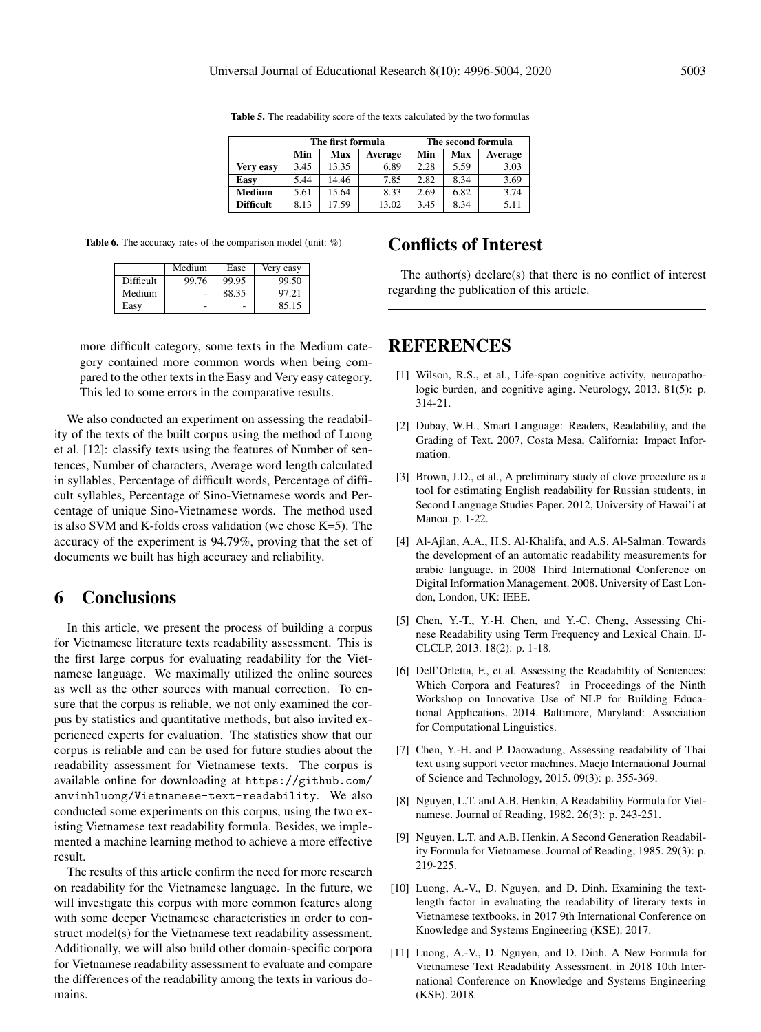**Table 5.** The readability score of the texts calculated by the two formulas

| | The first formula | | | The second formula | | |
|---|---|---|---|---|---|---|
| | Min | Max | Average | Min | Max | Average |
| **Very easy** | 3.45 | 13.35 | 6.89 | 2.28 | 5.59 | 3.03 |
| **Easy** | 5.44 | 14.46 | 7.85 | 2.82 | 8.34 | 3.69 |
| **Medium** | 5.61 | 15.64 | 8.33 | 2.69 | 6.82 | 3.74 |
| **Difficult** | 8.13 | 17.59 | 13.02 | 3.45 | 8.34 | 5.11 |

**Table 6.** The accuracy rates of the comparison model (unit: %)

| | Medium | Ease | Very easy |
|---|---|---|---|
| Difficult | 99.76 | 99.95 | 99.50 |
| Medium | - | 88.35 | 97.21 |
| Easy | - | - | 85.15 |

more difficult category, some texts in the Medium category contained more common words when being compared to the other texts in the Easy and Very easy category. This led to some errors in the comparative results.

We also conducted an experiment on assessing the readability of the texts of the built corpus using the method of Luong et al. [12]: classify texts using the features of Number of sentences, Number of characters, Average word length calculated in syllables, Percentage of difficult words, Percentage of difficult syllables, Percentage of Sino-Vietnamese words and Percentage of unique Sino-Vietnamese words. The method used is also SVM and K-folds cross validation (we chose K=5). The accuracy of the experiment is 94.79%, proving that the set of documents we built has high accuracy and reliability.

# 6 Conclusions

In this article, we present the process of building a corpus for Vietnamese literature texts readability assessment. This is the first large corpus for evaluating readability for the Vietnamese language. We maximally utilized the online sources as well as the other sources with manual correction. To ensure that the corpus is reliable, we not only examined the corpus by statistics and quantitative methods, but also invited experienced experts for evaluation. The statistics show that our corpus is reliable and can be used for future studies about the readability assessment for Vietnamese texts. The corpus is available online for downloading at `https://github.com/anvinhluong/Vietnamese-text-readability`. We also conducted some experiments on this corpus, using the two existing Vietnamese text readability formula. Besides, we implemented a machine learning method to achieve a more effective result.

The results of this article confirm the need for more research on readability for the Vietnamese language. In the future, we will investigate this corpus with more common features along with some deeper Vietnamese characteristics in order to construct model(s) for the Vietnamese text readability assessment. Additionally, we will also build other domain-specific corpora for Vietnamese readability assessment to evaluate and compare the differences of the readability among the texts in various domains.

# Conflicts of Interest

The author(s) declare(s) that there is no conflict of interest regarding the publication of this article.

# REFERENCES

[1] Wilson, R.S., et al., Life-span cognitive activity, neuropathologic burden, and cognitive aging. Neurology, 2013. 81(5): p. 314-21.

[2] Dubay, W.H., Smart Language: Readers, Readability, and the Grading of Text. 2007, Costa Mesa, California: Impact Information.

[3] Brown, J.D., et al., A preliminary study of cloze procedure as a tool for estimating English readability for Russian students, in Second Language Studies Paper. 2012, University of Hawai'i at Manoa. p. 1-22.

[4] Al-Ajlan, A.A., H.S. Al-Khalifa, and A.S. Al-Salman. Towards the development of an automatic readability measurements for arabic language. in 2008 Third International Conference on Digital Information Management. 2008. University of East London, London, UK: IEEE.

[5] Chen, Y.-T., Y.-H. Chen, and Y.-C. Cheng, Assessing Chinese Readability using Term Frequency and Lexical Chain. IJCLCLP, 2013. 18(2): p. 1-18.

[6] Dell'Orletta, F., et al. Assessing the Readability of Sentences: Which Corpora and Features? in Proceedings of the Ninth Workshop on Innovative Use of NLP for Building Educational Applications. 2014. Baltimore, Maryland: Association for Computational Linguistics.

[7] Chen, Y.-H. and P. Daowadung, Assessing readability of Thai text using support vector machines. Maejo International Journal of Science and Technology, 2015. 09(3): p. 355-369.

[8] Nguyen, L.T. and A.B. Henkin, A Readability Formula for Vietnamese. Journal of Reading, 1982. 26(3): p. 243-251.

[9] Nguyen, L.T. and A.B. Henkin, A Second Generation Readability Formula for Vietnamese. Journal of Reading, 1985. 29(3): p. 219-225.

[10] Luong, A.-V., D. Nguyen, and D. Dinh. Examining the text-length factor in evaluating the readability of literary texts in Vietnamese textbooks. in 2017 9th International Conference on Knowledge and Systems Engineering (KSE). 2017.

[11] Luong, A.-V., D. Nguyen, and D. Dinh. A New Formula for Vietnamese Text Readability Assessment. in 2018 10th International Conference on Knowledge and Systems Engineering (KSE). 2018.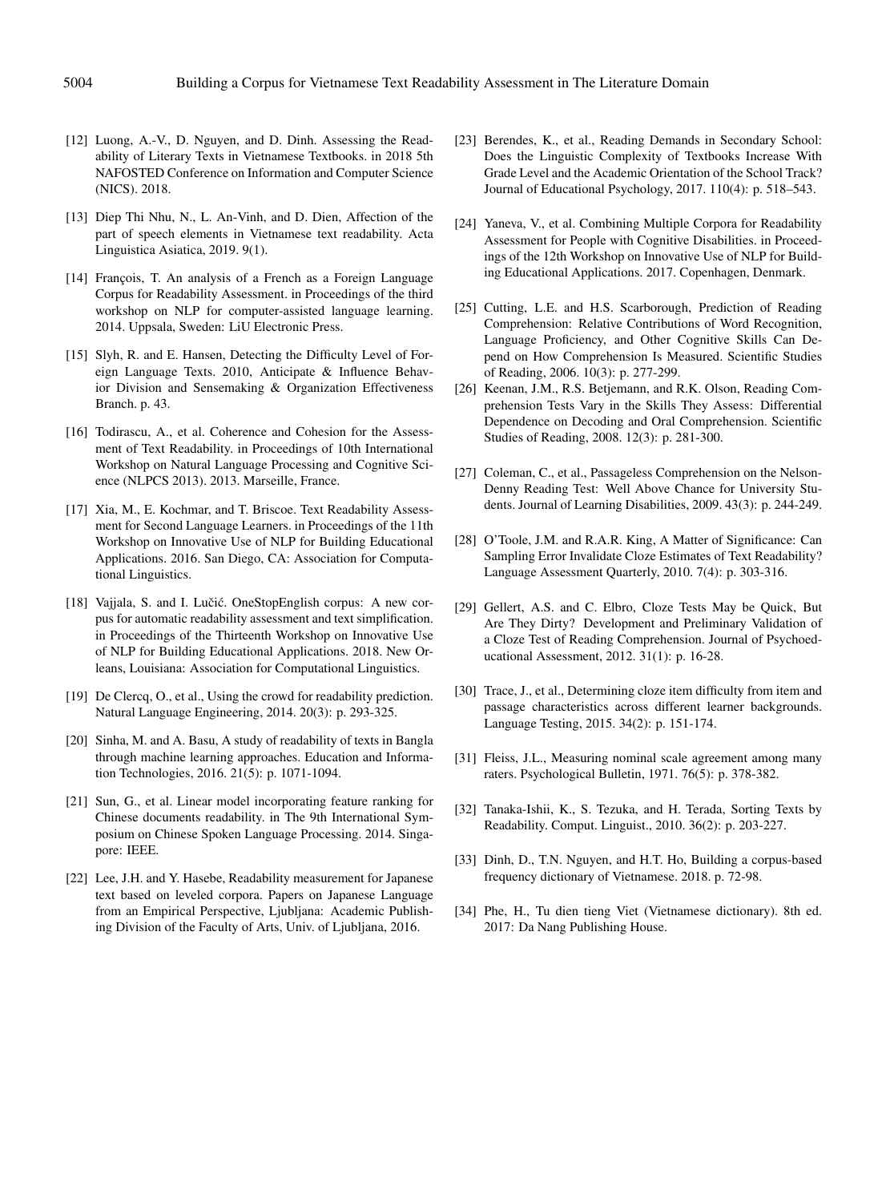[12] Luong, A.-V., D. Nguyen, and D. Dinh. Assessing the Readability of Literary Texts in Vietnamese Textbooks. in 2018 5th NAFOSTED Conference on Information and Computer Science (NICS). 2018.

[13] Diep Thi Nhu, N., L. An-Vinh, and D. Dien, Affection of the part of speech elements in Vietnamese text readability. Acta Linguistica Asiatica, 2019. 9(1).

[14] François, T. An analysis of a French as a Foreign Language Corpus for Readability Assessment. in Proceedings of the third workshop on NLP for computer-assisted language learning. 2014. Uppsala, Sweden: LiU Electronic Press.

[15] Slyh, R. and E. Hansen, Detecting the Difficulty Level of Foreign Language Texts. 2010, Anticipate & Influence Behavior Division and Sensemaking & Organization Effectiveness Branch. p. 43.

[16] Todirascu, A., et al. Coherence and Cohesion for the Assessment of Text Readability. in Proceedings of 10th International Workshop on Natural Language Processing and Cognitive Science (NLPCS 2013). 2013. Marseille, France.

[17] Xia, M., E. Kochmar, and T. Briscoe. Text Readability Assessment for Second Language Learners. in Proceedings of the 11th Workshop on Innovative Use of NLP for Building Educational Applications. 2016. San Diego, CA: Association for Computational Linguistics.

[18] Vajjala, S. and I. Lučić. OneStopEnglish corpus: A new corpus for automatic readability assessment and text simplification. in Proceedings of the Thirteenth Workshop on Innovative Use of NLP for Building Educational Applications. 2018. New Orleans, Louisiana: Association for Computational Linguistics.

[19] De Clercq, O., et al., Using the crowd for readability prediction. Natural Language Engineering, 2014. 20(3): p. 293-325.

[20] Sinha, M. and A. Basu, A study of readability of texts in Bangla through machine learning approaches. Education and Information Technologies, 2016. 21(5): p. 1071-1094.

[21] Sun, G., et al. Linear model incorporating feature ranking for Chinese documents readability. in The 9th International Symposium on Chinese Spoken Language Processing. 2014. Singapore: IEEE.

[22] Lee, J.H. and Y. Hasebe, Readability measurement for Japanese text based on leveled corpora. Papers on Japanese Language from an Empirical Perspective, Ljubljana: Academic Publishing Division of the Faculty of Arts, Univ. of Ljubljana, 2016.

[23] Berendes, K., et al., Reading Demands in Secondary School: Does the Linguistic Complexity of Textbooks Increase With Grade Level and the Academic Orientation of the School Track? Journal of Educational Psychology, 2017. 110(4): p. 518–543.

[24] Yaneva, V., et al. Combining Multiple Corpora for Readability Assessment for People with Cognitive Disabilities. in Proceedings of the 12th Workshop on Innovative Use of NLP for Building Educational Applications. 2017. Copenhagen, Denmark.

[25] Cutting, L.E. and H.S. Scarborough, Prediction of Reading Comprehension: Relative Contributions of Word Recognition, Language Proficiency, and Other Cognitive Skills Can Depend on How Comprehension Is Measured. Scientific Studies of Reading, 2006. 10(3): p. 277-299.

[26] Keenan, J.M., R.S. Betjemann, and R.K. Olson, Reading Comprehension Tests Vary in the Skills They Assess: Differential Dependence on Decoding and Oral Comprehension. Scientific Studies of Reading, 2008. 12(3): p. 281-300.

[27] Coleman, C., et al., Passageless Comprehension on the Nelson-Denny Reading Test: Well Above Chance for University Students. Journal of Learning Disabilities, 2009. 43(3): p. 244-249.

[28] O'Toole, J.M. and R.A.R. King, A Matter of Significance: Can Sampling Error Invalidate Cloze Estimates of Text Readability? Language Assessment Quarterly, 2010. 7(4): p. 303-316.

[29] Gellert, A.S. and C. Elbro, Cloze Tests May be Quick, But Are They Dirty? Development and Preliminary Validation of a Cloze Test of Reading Comprehension. Journal of Psychoeducational Assessment, 2012. 31(1): p. 16-28.

[30] Trace, J., et al., Determining cloze item difficulty from item and passage characteristics across different learner backgrounds. Language Testing, 2015. 34(2): p. 151-174.

[31] Fleiss, J.L., Measuring nominal scale agreement among many raters. Psychological Bulletin, 1971. 76(5): p. 378-382.

[32] Tanaka-Ishii, K., S. Tezuka, and H. Terada, Sorting Texts by Readability. Comput. Linguist., 2010. 36(2): p. 203-227.

[33] Dinh, D., T.N. Nguyen, and H.T. Ho, Building a corpus-based frequency dictionary of Vietnamese. 2018. p. 72-98.

[34] Phe, H., Tu dien tieng Viet (Vietnamese dictionary). 8th ed. 2017: Da Nang Publishing House.